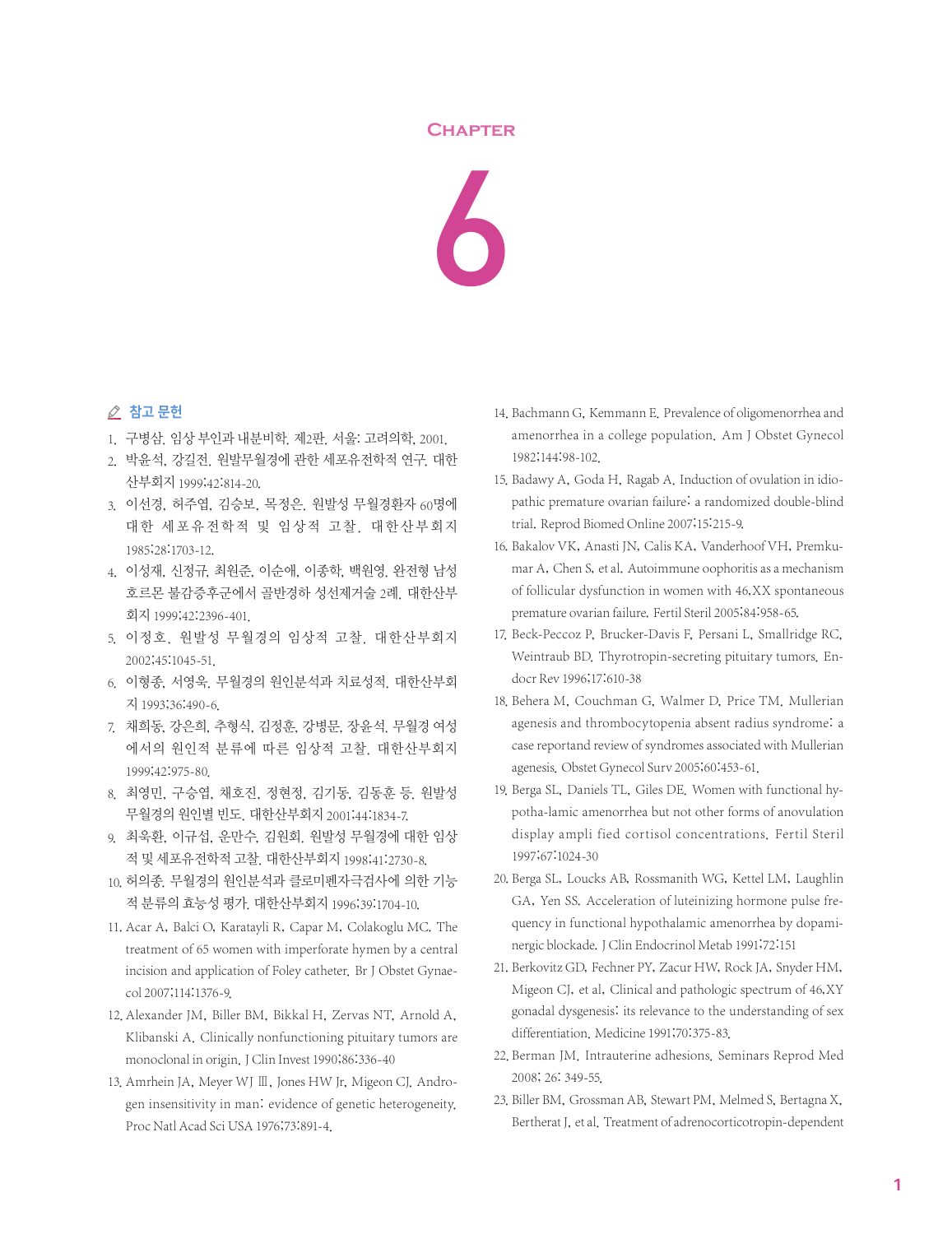# Chapter 6

## 참고 문헌

1. 구병삼. 임상 부인과 내분비학. 제2판. 서울: 고려의학, 2001.
2. 박윤석, 강길전. 원발무월경에 관한 세포유전학적 연구. 대한산부회지 1999;42:814-20.
3. 이선경, 허주엽, 김승보, 목정은. 원발성 무월경환자 60명에 대한 세포유전학적 및 임상적 고찰. 대한산부회지 1985;28:1703-12.
4. 이성재, 신정규, 최원준, 이순애, 이종학, 백원영. 완전형 남성호르몬 불감증후군에서 골반경하 성선제거술 2례. 대한산부회지 1999;42:2396-401.
5. 이정호. 원발성 무월경의 임상적 고찰. 대한산부회지 2002;45:1045-51.
6. 이형종, 서영욱. 무월경의 원인분석과 치료성적. 대한산부회지 1993;36:490-6.
7. 채희동, 강은희, 추형식, 김정훈, 강병문, 장윤석. 무월경 여성에서의 원인적 분류에 따른 임상적 고찰. 대한산부회지 1999;42:975-80.
8. 최영민, 구승엽, 채호진, 정현정, 김기동, 김동훈 등. 원발성 무월경의 원인별 빈도. 대한산부회지 2001;44:1834-7.
9. 최욱환, 이규섭, 운만수, 김원회. 원발성 무월경에 대한 임상적 및 세포유전학적 고찰. 대한산부회지 1998;41:2730-8.
10. 허의종. 무월경의 원인분석과 클로미펜자극검사에 의한 기능적 분류의 효능성 평가. 대한산부회지 1996;39:1704-10.
11. Acar A, Balci O, Karatayli R, Capar M, Colakoglu MC. The treatment of 65 women with imperforate hymen by a central incision and application of Foley catheter. Br J Obstet Gynaecol 2007;114:1376-9.
12. Alexander JM, Biller BM, Bikkal H, Zervas NT, Arnold A, Klibanski A. Clinically nonfunctioning pituitary tumors are monoclonal in origin. J Clin Invest 1990;86:336-40
13. Amrhein JA, Meyer WJ Ⅲ, Jones HW Jr, Migeon CJ. Androgen insensitivity in man: evidence of genetic heterogeneity. Proc Natl Acad Sci USA 1976;73:891-4.
14. Bachmann G, Kemmann E. Prevalence of oligomenorrhea and amenorrhea in a college population. Am J Obstet Gynecol 1982;144:98-102.
15. Badawy A, Goda H, Ragab A. Induction of ovulation in idiopathic premature ovarian failure: a randomized double-blind trial. Reprod Biomed Online 2007;15:215-9.
16. Bakalov VK, Anasti JN, Calis KA, Vanderhoof VH, Premkumar A, Chen S, et al. Autoimmune oophoritis as a mechanism of follicular dysfunction in women with 46,XX spontaneous premature ovarian failure. Fertil Steril 2005;84:958-65.
17. Beck-Peccoz P, Brucker-Davis F, Persani L, Smallridge RC, Weintraub BD. Thyrotropin-secreting pituitary tumors. Endocr Rev 1996;17:610-38
18. Behera M, Couchman G, Walmer D, Price TM. Mullerian agenesis and thrombocytopenia absent radius syndrome: a case reportand review of syndromes associated with Mullerian agenesis. Obstet Gynecol Surv 2005;60:453-61.
19. Berga SL, Daniels TL, Giles DE. Women with functional hypotha-lamic amenorrhea but not other forms of anovulation display ampli fied cortisol concentrations. Fertil Steril 1997;67:1024-30
20. Berga SL, Loucks AB, Rossmanith WG, Kettel LM, Laughlin GA, Yen SS. Acceleration of luteinizing hormone pulse frequency in functional hypothalamic amenorrhea by dopaminergic blockade. J Clin Endocrinol Metab 1991;72:151
21. Berkovitz GD, Fechner PY, Zacur HW, Rock JA, Snyder HM, Migeon CJ, et al. Clinical and pathologic spectrum of 46,XY gonadal dysgenesis: its relevance to the understanding of sex differentiation. Medicine 1991;70:375-83.
22. Berman JM. Intrauterine adhesions. Seminars Reprod Med 2008; 26: 349-55.
23. Biller BM, Grossman AB, Stewart PM, Melmed S, Bertagna X, Bertherat J, et al. Treatment of adrenocorticotropin-dependent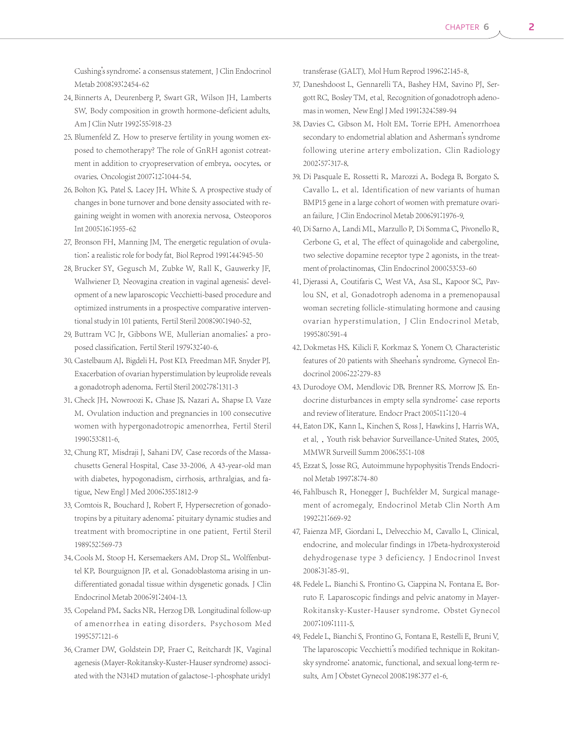Cushing's syndrome: a consensus statement. J Clin Endocrinol Metab 2008;93:2454-62

24. Binnerts A, Deurenberg P, Swart GR, Wilson JH, Lamberts SW. Body composition in growth hormone-deficient adults. Am J Clin Nutr 1992;55:918-23
25. Blumenfeld Z. How to preserve fertility in young women exposed to chemotherapy? The role of GnRH agonist cotreatment in addition to cryopreservation of embrya, oocytes, or ovaries. Oncologist 2007;12:1044-54.
26. Bolton JG, Patel S, Lacey JH, White S. A prospective study of changes in bone turnover and bone density associated with regaining weight in women with anorexia nervosa. Osteoporos Int 2005;16:1955-62
27. Bronson FH, Manning JM. The energetic regulation of ovulation: a realistic role for body fat. Biol Reprod 1991;44:945-50
28. Brucker SY, Gegusch M, Zubke W, Rall K, Gauwerky JF, Wallwiener D. Neovagina creation in vaginal agenesis: development of a new laparoscopic Vecchietti-based procedure and optimized instruments in a prospective comparative interventional study in 101 patients. Fertil Steril 2008;90:1940-52.
29. Buttram VC Jr, Gibbons WE. Mullerian anomalies: a proposed classification. Fertil Steril 1979;32:40-6.
30. Castelbaum AJ, Bigdeli H, Post KD, Freedman MF, Snyder PJ. Exacerbation of ovarian hyperstimulation by leuprolide reveals a gonadotroph adenoma. Fertil Steril 2002;78:1311-3
31. Check JH, Nowroozi K, Chase JS, Nazari A, Shapse D, Vaze M. Ovulation induction and pregnancies in 100 consecutive women with hypergonadotropic amenorrhea. Fertil Steril 1990;53:811-6.
32. Chung RT, Misdraji J, Sahani DV. Case records of the Massachusetts General Hospital. Case 33-2006. A 43-year-old man with diabetes, hypogonadism, cirrhosis, arthralgias, and fatigue. New Engl J Med 2006;355:1812-9
33. Comtois R, Bouchard J, Robert F, Hypersecretion of gonadotropins by a pituitary adenoma: pituitary dynamic studies and treatment with bromocriptine in one patient. Fertil Steril 1989;52:569-73
34. Cools M, Stoop H, Kersemaekers AM, Drop SL, Wolffenbuttel KP, Bourguignon JP, et al. Gonadoblastoma arising in undifferentiated gonadal tissue within dysgenetic gonads. J Clin Endocrinol Metab 2006;91:2404-13.
35. Copeland PM, Sacks NR, Herzog DB. Longitudinal follow-up of amenorrhea in eating disorders. Psychosom Med 1995;57:121-6
36. Cramer DW, Goldstein DP, Fraer C, Reitchardt JK. Vaginal agenesis (Mayer-Rokitansky-Kuster-Hauser syndrome) associated with the N314D mutation of galactose-1-phosphate uridy1 transferase (GALT). Mol Hum Reprod 1996;2:145-8.
37. Daneshdoost L, Gennarelli TA, Bashey HM, Savino PJ, Sergott RC, Bosley TM, et al. Recognition of gonadotroph adenomas in women. New Engl J Med 1991;324:589-94
38. Davies C, Gibson M, Holt EM, Torrie EPH. Amenorrhoea secondary to endometrial ablation and Asherman's syndrome following uterine artery embolization. Clin Radiology 2002;57:317-8.
39. Di Pasquale E, Rossetti R, Marozzi A, Bodega B, Borgato S, Cavallo L, et al. Identification of new variants of human BMP15 gene in a large cohort of women with premature ovarian failure. J Clin Endocrinol Metab 2006;91:1976-9.
40. Di Sarno A, Landi ML, Marzullo P, Di Somma C, Pivonello R, Cerbone G, et al. The effect of quinagolide and cabergoline, two selective dopamine receptor type 2 agonists, in the treatment of prolactinomas. Clin Endocrinol 2000;53:53-60
41. Djerassi A, Coutifaris C, West VA, Asa SL, Kapoor SC, Pavlou SN, et al. Gonadotroph adenoma in a premenopausal woman secreting follicle-stimulating hormone and causing ovarian hyperstimulation. J Clin Endocrinol Metab. 1995;80:591-4
42. Dokmetas HS, Kilicli F, Korkmaz S, Yonem O. Characteristic features of 20 patients with Sheehan's syndrome. Gynecol Endocrinol 2006;22:279-83
43. Durodoye OM, Mendlovic DB, Brenner RS, Morrow JS. Endocrine disturbances in empty sella syndrome: case reports and review of literature. Endocr Pract 2005;11:120-4
44. Eaton DK, Kann L, Kinchen S, Ross J, Hawkins J, Harris WA, et al. , Youth risk behavior Surveillance-United States, 2005. MMWR Surveill Summ 2006;55:1-108
45. Ezzat S, Josse RG. Autoimmune hypophysitis Trends Endocrinol Metab 1997;8:74-80
46. Fahlbusch R, Honegger J, Buchfelder M. Surgical management of acromegaly. Endocrinol Metab Clin North Am 1992;21:669-92
47. Faienza MF, Giordani L, Delvecchio M, Cavallo L. Clinical, endocrine, and molecular findings in 17beta-hydroxysteroid dehydrogenase type 3 deficiency. J Endocrinol Invest 2008;31:85-91.
48. Fedele L, Bianchi S, Frontino G, Ciappina N, Fontana E, Borruto F. Laparoscopic findings and pelvic anatomy in Mayer-Rokitansky-Kuster-Hauser syndrome. Obstet Gynecol 2007;109:1111-5.
49. Fedele L, Bianchi S, Frontino G, Fontana E, Restelli E, Bruni V. The laparoscopic Vecchietti's modified technique in Rokitansky syndrome: anatomic, functional, and sexual long-term results. Am J Obstet Gynecol 2008;198:377 e1-6.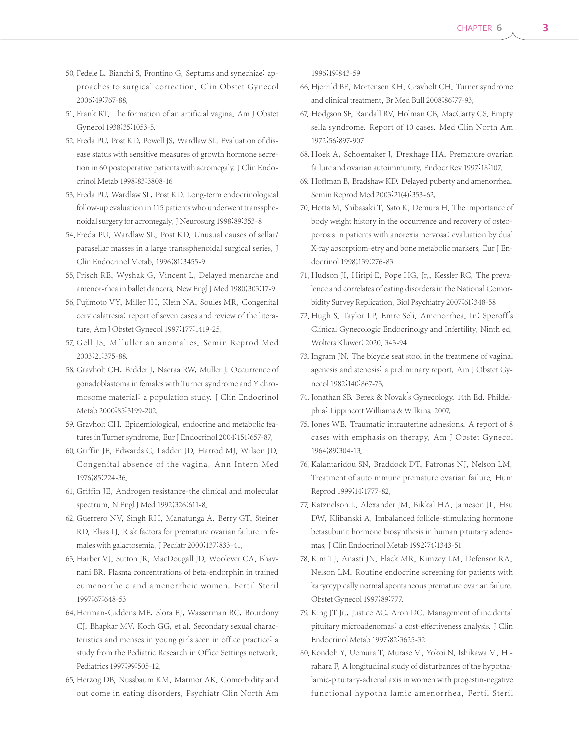50. Fedele L, Bianchi S, Frontino G. Septums and synechiae: approaches to surgical correction. Clin Obstet Gynecol 2006;49:767-88.
51. Frank RT. The formation of an artificial vagina. Am J Obstet Gynecol 1938;35:1053-5.
52. Freda PU, Post KD, Powell JS, Wardlaw SL. Evaluation of disease status with sensitive measures of growth hormone secretion in 60 postoperative patients with acromegaly. J Clin Endocrinol Metab 1998;83:3808-16
53. Freda PU, Wardlaw SL, Post KD. Long-term endocrinological follow-up evaluation in 115 patients who underwent transsphenoidal surgery for acromegaly. J Neurosurg 1998;89:353-8
54. Freda PU, Wardlaw SL, Post KD. Unusual causes of sellar/parasellar masses in a large transsphenoidal surgical series. J Clin Endocrinol Metab. 1996;81:3455-9
55. Frisch RE, Wyshak G, Vincent L. Delayed menarche and amenor-rhea in ballet dancers. New Engl J Med 1980;303:17-9
56. Fujimoto VY, Miller JH, Klein NA, Soules MR. Congenital cervicalatresia: report of seven cases and review of the literature. Am J Obstet Gynecol 1997;177:1419-25.
57. Gell JS. M¨ullerian anomalies. Semin Reprod Med 2003;21:375-88.
58. Gravholt CH, Fedder J, Naeraa RW, Muller J. Occurrence of gonadoblastoma in females with Turner syndrome and Y chromosome material: a population study. J Clin Endocrinol Metab 2000;85:3199-202.
59. Gravholt CH. Epidemiological, endocrine and metabolic features in Turner syndrome. Eur J Endocrinol 2004;151:657-87.
60. Griffin JE, Edwards C, Ladden JD, Harrod MJ, Wilson JD. Congenital absence of the vagina. Ann Intern Med 1976;85:224-36.
61. Griffin JE. Androgen resistance-the clinical and molecular spectrum. N Engl J Med 1992;326:611-8.
62. Guerrero NV, Singh RH, Manatunga A, Berry GT, Steiner RD, Elsas LJ. Risk factors for premature ovarian failure in females with galactosemia. J Pediatr 2000;137:833-41.
63. Harber VJ, Sutton JR, MacDougall JD, Woolever CA, Bhavnani BR. Plasma concentrations of beta-endorphin in trained eumenorrheic and amenorrheic women. Fertil Steril 1997;67:648-53
64. Herman-Giddens ME, Slora EJ, Wasserman RC, Bourdony CJ, Bhapkar MV, Koch GG, et al. Secondary sexual characteristics and menses in young girls seen in office practice: a study from the Pediatric Research in Office Settings network. Pediatrics 1997;99:505-12.
65. Herzog DB, Nussbaum KM, Marmor AK. Comorbidity and out come in eating disorders. Psychiatr Clin North Am 1996;19:843-59
66. Hjerrild BE, Mortensen KH, Gravholt CH. Turner syndrome and clinical treatment. Br Med Bull 2008;86:77-93.
67. Hodgson SF, Randall RV, Holman CB, MacCarty CS. Empty sella syndrome. Report of 10 cases. Med Clin North Am 1972;56:897-907
68. Hoek A, Schoemaker J, Drexhage HA. Premature ovarian failure and ovarian autoimmunity. Endocr Rev 1997;18:107.
69. Hoffman B, Bradshaw KD. Delayed puberty and amenorrhea. Semin Reprod Med 2003;21(4):353-62.
70. Hotta M, Shibasaki T, Sato K, Demura H. The importance of body weight history in the occurrence and recovery of osteoporosis in patients with anorexia nervosa: evaluation by dual X-ray absorptiom-etry and bone metabolic markers. Eur J Endocrinol 1998;139:276-83
71. Hudson JI, Hiripi E, Pope HG, Jr., Kessler RC. The prevalence and correlates of eating disorders in the National Comorbidity Survey Replication. Biol Psychiatry 2007;61:348-58
72. Hugh S, Taylor LP, Emre Seli. Amenorrhea. In: Speroff's Clinical Gynecologic Endocrinolgy and Infertility. Ninth ed. Wolters Kluwer; 2020. 343-94
73. Ingram JN. The bicycle seat stool in the treatmene of vaginal agenesis and stenosis: a preliminary report. Am J Obstet Gynecol 1982;140:867-73.
74. Jonathan SB. Berek & Novak's Gynecology. 14th Ed. Phildelphia: Lippincott Williams & Wilkins. 2007.
75. Jones WE. Traumatic intrauterine adhesions. A report of 8 cases with emphasis on therapy. Am J Obstet Gynecol 1964;89:304-13.
76. Kalantaridou SN, Braddock DT, Patronas NJ, Nelson LM. Treatment of autoimmune premature ovarian failure. Hum Reprod 1999;14:1777-82.
77. Katznelson L, Alexander JM, Bikkal HA, Jameson JL, Hsu DW, Klibanski A. Imbalanced follicle-stimulating hormone betasubunit hormone biosynthesis in human pituitary adenomas. J Clin Endocrinol Metab 1992;74:1343-51
78. Kim TJ, Anasti JN, Flack MR, Kimzey LM, Defensor RA, Nelson LM. Routine endocrine screening for patients with karyotypically normal spontaneous premature ovarian failure. Obstet Gynecol 1997;89:777.
79. King JT Jr., Justice AC, Aron DC. Management of incidental pituitary microadenomas: a cost-effectiveness analysis. J Clin Endocrinol Metab 1997;82:3625-32
80. Kondoh Y, Uemura T, Murase M, Yokoi N, Ishikawa M, Hirahara F. A longitudinal study of disturbances of the hypothalamic-pituitary-adrenal axis in women with progestin-negative functional hypotha lamic amenorrhea. Fertil Steril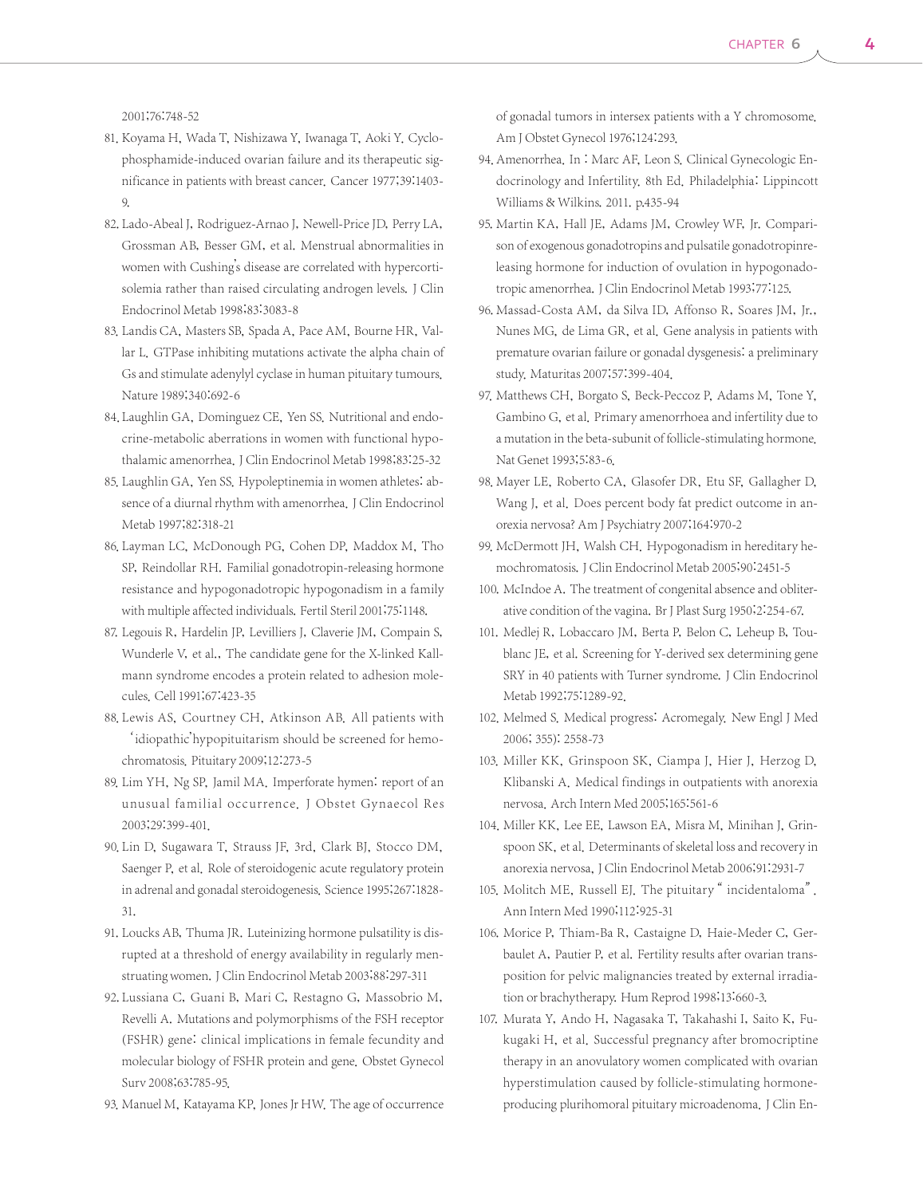2001;76:748-52

81. Koyama H, Wada T, Nishizawa Y, Iwanaga T, Aoki Y. Cyclophosphamide-induced ovarian failure and its therapeutic significance in patients with breast cancer. Cancer 1977;39:1403-9.
82. Lado-Abeal J, Rodriguez-Arnao J, Newell-Price JD, Perry LA, Grossman AB, Besser GM, et al. Menstrual abnormalities in women with Cushing's disease are correlated with hypercortisolemia rather than raised circulating androgen levels. J Clin Endocrinol Metab 1998;83:3083-8
83. Landis CA, Masters SB, Spada A, Pace AM, Bourne HR, Vallar L. GTPase inhibiting mutations activate the alpha chain of Gs and stimulate adenylyl cyclase in human pituitary tumours. Nature 1989;340:692-6
84. Laughlin GA, Dominguez CE, Yen SS. Nutritional and endocrine-metabolic aberrations in women with functional hypothalamic amenorrhea. J Clin Endocrinol Metab 1998;83:25-32
85. Laughlin GA, Yen SS. Hypoleptinemia in women athletes: absence of a diurnal rhythm with amenorrhea. J Clin Endocrinol Metab 1997;82:318-21
86. Layman LC, McDonough PG, Cohen DP, Maddox M, Tho SP, Reindollar RH. Familial gonadotropin-releasing hormone resistance and hypogonadotropic hypogonadism in a family with multiple affected individuals. Fertil Steril 2001;75:1148.
87. Legouis R, Hardelin JP, Levilliers J, Claverie JM, Compain S, Wunderle V, et al., The candidate gene for the X-linked Kallmann syndrome encodes a protein related to adhesion molecules. Cell 1991;67:423-35
88. Lewis AS, Courtney CH, Atkinson AB. All patients with 'idiopathic'hypopituitarism should be screened for hemochromatosis. Pituitary 2009;12:273-5
89. Lim YH, Ng SP, Jamil MA. Imperforate hymen: report of an unusual familial occurrence. J Obstet Gynaecol Res 2003;29:399-401.
90. Lin D, Sugawara T, Strauss JF, 3rd, Clark BJ, Stocco DM, Saenger P, et al. Role of steroidogenic acute regulatory protein in adrenal and gonadal steroidogenesis. Science 1995;267:1828-31.
91. Loucks AB, Thuma JR. Luteinizing hormone pulsatility is disrupted at a threshold of energy availability in regularly menstruating women. J Clin Endocrinol Metab 2003;88:297-311
92. Lussiana C, Guani B, Mari C, Restagno G, Massobrio M, Revelli A. Mutations and polymorphisms of the FSH receptor (FSHR) gene: clinical implications in female fecundity and molecular biology of FSHR protein and gene. Obstet Gynecol Surv 2008;63:785-95.
93. Manuel M, Katayama KP, Jones Jr HW. The age of occurrence of gonadal tumors in intersex patients with a Y chromosome. Am J Obstet Gynecol 1976;124:293.
94. Amenorrhea. In : Marc AF, Leon S. Clinical Gynecologic Endocrinology and Infertility. 8th Ed. Philadelphia: Lippincott Williams & Wilkins. 2011. p.435-94
95. Martin KA, Hall JE, Adams JM, Crowley WF, Jr. Comparison of exogenous gonadotropins and pulsatile gonadotropinreleasing hormone for induction of ovulation in hypogonadotropic amenorrhea. J Clin Endocrinol Metab 1993;77:125.
96. Massad-Costa AM, da Silva ID, Affonso R, Soares JM, Jr., Nunes MG, de Lima GR, et al. Gene analysis in patients with premature ovarian failure or gonadal dysgenesis: a preliminary study. Maturitas 2007;57:399-404.
97. Matthews CH, Borgato S, Beck-Peccoz P, Adams M, Tone Y, Gambino G, et al. Primary amenorrhoea and infertility due to a mutation in the beta-subunit of follicle-stimulating hormone. Nat Genet 1993;5:83-6.
98. Mayer LE, Roberto CA, Glasofer DR, Etu SF, Gallagher D, Wang J, et al. Does percent body fat predict outcome in anorexia nervosa? Am J Psychiatry 2007;164:970-2
99. McDermott JH, Walsh CH. Hypogonadism in hereditary hemochromatosis. J Clin Endocrinol Metab 2005;90:2451-5
100. McIndoe A. The treatment of congenital absence and obliterative condition of the vagina. Br J Plast Surg 1950;2:254-67.
101. Medlej R, Lobaccaro JM, Berta P, Belon C, Leheup B, Toublanc JE, et al. Screening for Y-derived sex determining gene SRY in 40 patients with Turner syndrome. J Clin Endocrinol Metab 1992;75:1289-92.
102. Melmed S. Medical progress: Acromegaly. New Engl J Med 2006; 355): 2558-73
103. Miller KK, Grinspoon SK, Ciampa J, Hier J, Herzog D, Klibanski A. Medical findings in outpatients with anorexia nervosa. Arch Intern Med 2005;165:561-6
104. Miller KK, Lee EE, Lawson EA, Misra M, Minihan J, Grinspoon SK, et al. Determinants of skeletal loss and recovery in anorexia nervosa. J Clin Endocrinol Metab 2006;91:2931-7
105. Molitch ME, Russell EJ. The pituitary " incidentaloma". Ann Intern Med 1990;112:925-31
106. Morice P, Thiam-Ba R, Castaigne D, Haie-Meder C, Gerbaulet A, Pautier P, et al. Fertility results after ovarian transposition for pelvic malignancies treated by external irradiation or brachytherapy. Hum Reprod 1998;13:660-3.
107. Murata Y, Ando H, Nagasaka T, Takahashi I, Saito K, Fukugaki H, et al. Successful pregnancy after bromocriptine therapy in an anovulatory women complicated with ovarian hyperstimulation caused by follicle-stimulating hormone-producing plurihomoral pituitary microadenoma. J Clin En-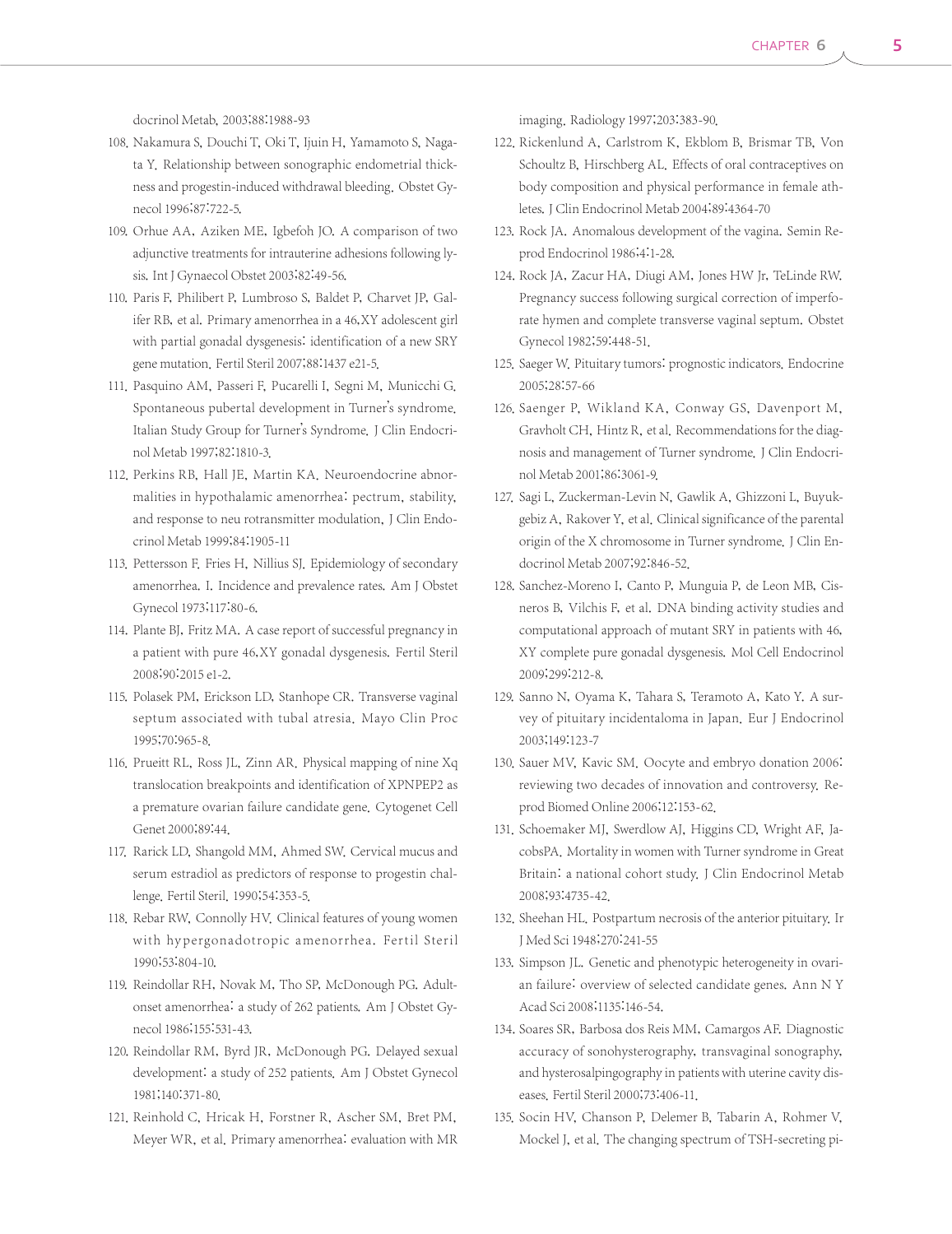docrinol Metab. 2003;88:1988-93

108. Nakamura S, Douchi T, Oki T, Ijuin H, Yamamoto S, Nagata Y. Relationship between sonographic endometrial thickness and progestin-induced withdrawal bleeding. Obstet Gynecol 1996;87:722-5.
109. Orhue AA, Aziken ME, Igbefoh JO. A comparison of two adjunctive treatments for intrauterine adhesions following lysis. Int J Gynaecol Obstet 2003;82:49-56.
110. Paris F, Philibert P, Lumbroso S, Baldet P, Charvet JP, Galifer RB, et al. Primary amenorrhea in a 46,XY adolescent girl with partial gonadal dysgenesis: identification of a new SRY gene mutation. Fertil Steril 2007;88:1437 e21-5.
111. Pasquino AM, Passeri F, Pucarelli I, Segni M, Municchi G. Spontaneous pubertal development in Turner's syndrome. Italian Study Group for Turner's Syndrome. J Clin Endocrinol Metab 1997;82:1810-3.
112. Perkins RB, Hall JE, Martin KA. Neuroendocrine abnormalities in hypothalamic amenorrhea: pectrum, stability, and response to neu rotransmitter modulation. J Clin Endocrinol Metab 1999;84:1905-11
113. Pettersson F, Fries H, Nillius SJ. Epidemiology of secondary amenorrhea. I. Incidence and prevalence rates. Am J Obstet Gynecol 1973;117:80-6.
114. Plante BJ, Fritz MA. A case report of successful pregnancy in a patient with pure 46,XY gonadal dysgenesis. Fertil Steril 2008;90:2015 e1-2.
115. Polasek PM, Erickson LD, Stanhope CR. Transverse vaginal septum associated with tubal atresia. Mayo Clin Proc 1995;70:965-8.
116. Prueitt RL, Ross JL, Zinn AR. Physical mapping of nine Xq translocation breakpoints and identification of XPNPEP2 as a premature ovarian failure candidate gene. Cytogenet Cell Genet 2000;89:44.
117. Rarick LD, Shangold MM, Ahmed SW. Cervical mucus and serum estradiol as predictors of response to progestin challenge. Fertil Steril. 1990;54:353-5.
118. Rebar RW, Connolly HV. Clinical features of young women with hypergonadotropic amenorrhea. Fertil Steril 1990;53:804-10.
119. Reindollar RH, Novak M, Tho SP, McDonough PG. Adult-onset amenorrhea: a study of 262 patients. Am J Obstet Gynecol 1986;155:531-43.
120. Reindollar RM, Byrd JR, McDonough PG. Delayed sexual development: a study of 252 patients. Am J Obstet Gynecol 1981;140:371-80.
121. Reinhold C, Hricak H, Forstner R, Ascher SM, Bret PM, Meyer WR, et al. Primary amenorrhea: evaluation with MR imaging. Radiology 1997;203:383-90.
122. Rickenlund A, Carlstrom K, Ekblom B, Brismar TB, Von Schoultz B, Hirschberg AL. Effects of oral contraceptives on body composition and physical performance in female athletes. J Clin Endocrinol Metab 2004;89:4364-70
123. Rock JA. Anomalous development of the vagina. Semin Reprod Endocrinol 1986;4:1-28.
124. Rock JA, Zacur HA, Diugi AM, Jones HW Jr, TeLinde RW. Pregnancy success following surgical correction of imperforate hymen and complete transverse vaginal septum. Obstet Gynecol 1982;59:448-51.
125. Saeger W. Pituitary tumors: prognostic indicators. Endocrine 2005;28:57-66
126. Saenger P, Wikland KA, Conway GS, Davenport M, Gravholt CH, Hintz R, et al. Recommendations for the diagnosis and management of Turner syndrome. J Clin Endocrinol Metab 2001;86:3061-9.
127. Sagi L, Zuckerman-Levin N, Gawlik A, Ghizzoni L, Buyukgebiz A, Rakover Y, et al. Clinical significance of the parental origin of the X chromosome in Turner syndrome. J Clin Endocrinol Metab 2007;92:846-52.
128. Sanchez-Moreno I, Canto P, Munguia P, de Leon MB, Cisneros B, Vilchis F, et al. DNA binding activity studies and computational approach of mutant SRY in patients with 46, XY complete pure gonadal dysgenesis. Mol Cell Endocrinol 2009;299:212-8.
129. Sanno N, Oyama K, Tahara S, Teramoto A, Kato Y. A survey of pituitary incidentaloma in Japan. Eur J Endocrinol 2003;149:123-7
130. Sauer MV, Kavic SM. Oocyte and embryo donation 2006: reviewing two decades of innovation and controversy. Reprod Biomed Online 2006;12:153-62.
131. Schoemaker MJ, Swerdlow AJ, Higgins CD, Wright AF, JacobsPA. Mortality in women with Turner syndrome in Great Britain: a national cohort study. J Clin Endocrinol Metab 2008;93:4735-42.
132. Sheehan HL. Postpartum necrosis of the anterior pituitary. Ir J Med Sci 1948;270:241-55
133. Simpson JL. Genetic and phenotypic heterogeneity in ovarian failure: overview of selected candidate genes. Ann N Y Acad Sci 2008;1135:146-54.
134. Soares SR, Barbosa dos Reis MM, Camargos AF. Diagnostic accuracy of sonohysterography, transvaginal sonography, and hysterosalpingography in patients with uterine cavity diseases. Fertil Steril 2000;73:406-11.
135. Socin HV, Chanson P, Delemer B, Tabarin A, Rohmer V, Mockel J, et al. The changing spectrum of TSH-secreting pi-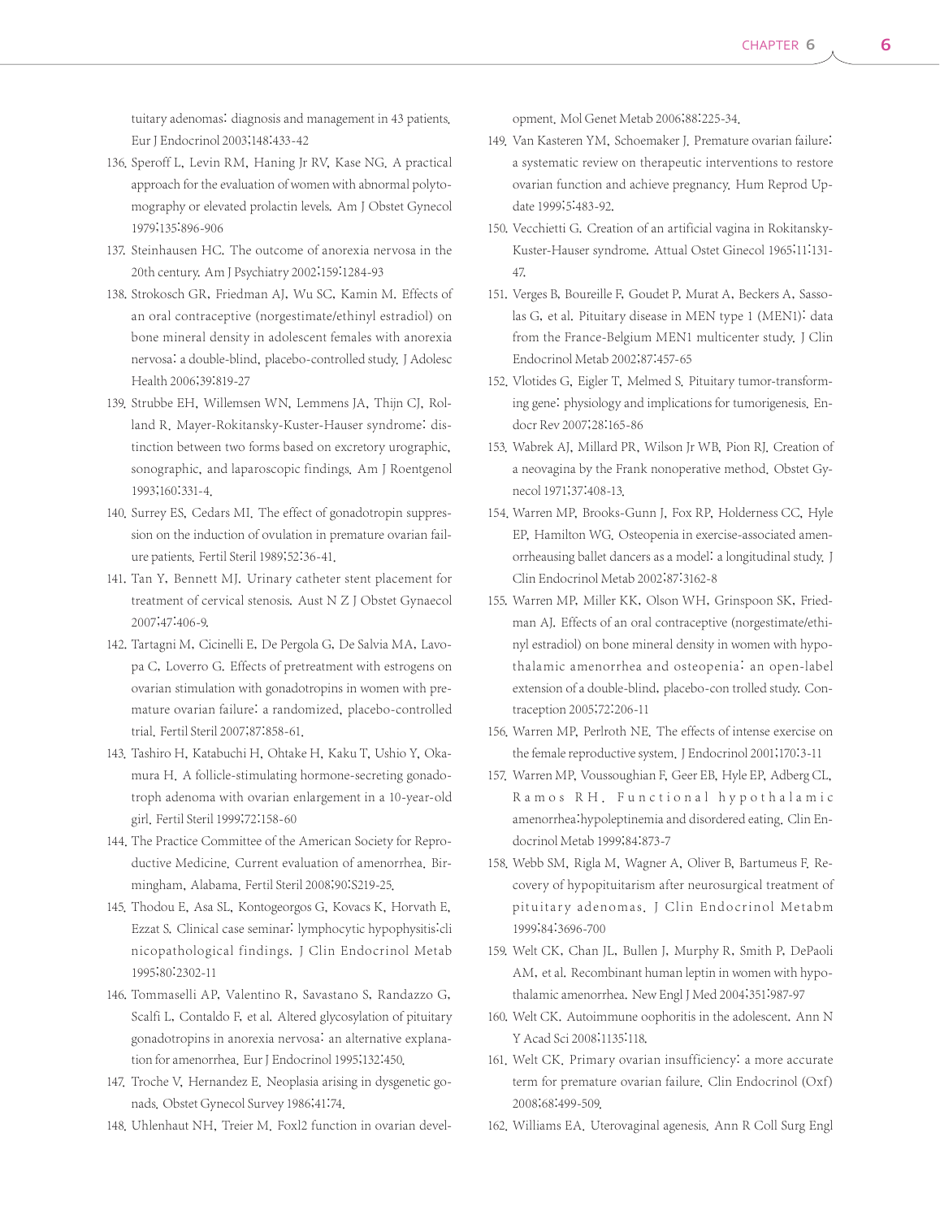tuitary adenomas: diagnosis and management in 43 patients. Eur J Endocrinol 2003;148:433-42

136. Speroff L, Levin RM, Haning Jr RV, Kase NG. A practical approach for the evaluation of women with abnormal polytomography or elevated prolactin levels. Am J Obstet Gynecol 1979;135:896-906
137. Steinhausen HC. The outcome of anorexia nervosa in the 20th century. Am J Psychiatry 2002;159:1284-93
138. Strokosch GR, Friedman AJ, Wu SC, Kamin M. Effects of an oral contraceptive (norgestimate/ethinyl estradiol) on bone mineral density in adolescent females with anorexia nervosa: a double-blind, placebo-controlled study. J Adolesc Health 2006;39:819-27
139. Strubbe EH, Willemsen WN, Lemmens JA, Thijn CJ, Rolland R. Mayer-Rokitansky-Kuster-Hauser syndrome: distinction between two forms based on excretory urographic, sonographic, and laparoscopic findings. Am J Roentgenol 1993;160:331-4.
140. Surrey ES, Cedars MI. The effect of gonadotropin suppression on the induction of ovulation in premature ovarian failure patients. Fertil Steril 1989;52:36-41.
141. Tan Y, Bennett MJ. Urinary catheter stent placement for treatment of cervical stenosis. Aust N Z J Obstet Gynaecol 2007;47:406-9.
142. Tartagni M, Cicinelli E, De Pergola G, De Salvia MA, Lavopa C, Loverro G. Effects of pretreatment with estrogens on ovarian stimulation with gonadotropins in women with premature ovarian failure: a randomized, placebo-controlled trial. Fertil Steril 2007;87:858-61.
143. Tashiro H, Katabuchi H, Ohtake H, Kaku T, Ushio Y, Okamura H. A follicle-stimulating hormone-secreting gonadotroph adenoma with ovarian enlargement in a 10-year-old girl. Fertil Steril 1999;72:158-60
144. The Practice Committee of the American Society for Reproductive Medicine. Current evaluation of amenorrhea. Birmingham, Alabama. Fertil Steril 2008;90:S219-25.
145. Thodou E, Asa SL, Kontogeorgos G, Kovacs K, Horvath E, Ezzat S. Clinical case seminar: lymphocytic hypophysitis:clinicopathological findings. J Clin Endocrinol Metab 1995;80:2302-11
146. Tommaselli AP, Valentino R, Savastano S, Randazzo G, Scalfi L, Contaldo F, et al. Altered glycosylation of pituitary gonadotropins in anorexia nervosa: an alternative explanation for amenorrhea. Eur J Endocrinol 1995;132:450.
147. Troche V, Hernandez E. Neoplasia arising in dysgenetic gonads. Obstet Gynecol Survey 1986;41:74.
148. Uhlenhaut NH, Treier M. Foxl2 function in ovarian development. Mol Genet Metab 2006;88:225-34.
149. Van Kasteren YM, Schoemaker J. Premature ovarian failure: a systematic review on therapeutic interventions to restore ovarian function and achieve pregnancy. Hum Reprod Update 1999;5:483-92.
150. Vecchietti G. Creation of an artificial vagina in Rokitansky-Kuster-Hauser syndrome. Attual Ostet Ginecol 1965;11:131-47.
151. Verges B, Boureille F, Goudet P, Murat A, Beckers A, Sassolas G, et al. Pituitary disease in MEN type 1 (MEN1): data from the France-Belgium MEN1 multicenter study. J Clin Endocrinol Metab 2002;87:457-65
152. Vlotides G, Eigler T, Melmed S. Pituitary tumor-transforming gene: physiology and implications for tumorigenesis. Endocr Rev 2007;28:165-86
153. Wabrek AJ, Millard PR, Wilson Jr WB, Pion RJ. Creation of a neovagina by the Frank nonoperative method. Obstet Gynecol 1971;37:408-13.
154. Warren MP, Brooks-Gunn J, Fox RP, Holderness CC, Hyle EP, Hamilton WG. Osteopenia in exercise-associated amenorrheausing ballet dancers as a model: a longitudinal study. J Clin Endocrinol Metab 2002;87:3162-8
155. Warren MP, Miller KK, Olson WH, Grinspoon SK, Friedman AJ. Effects of an oral contraceptive (norgestimate/ethinyl estradiol) on bone mineral density in women with hypothalamic amenorrhea and osteopenia: an open-label extension of a double-blind, placebo-con trolled study. Contraception 2005;72:206-11
156. Warren MP, Perlroth NE. The effects of intense exercise on the female reproductive system. J Endocrinol 2001;170:3-11
157. Warren MP, Voussoughian F, Geer EB, Hyle EP, Adberg CL, Ramos RH. Functional hypothalamic amenorrhea:hypoleptinemia and disordered eating. Clin Endocrinol Metab 1999;84:873-7
158. Webb SM, Rigla M, Wagner A, Oliver B, Bartumeus F. Recovery of hypopituitarism after neurosurgical treatment of pituitary adenomas. J Clin Endocrinol Metabm 1999;84:3696-700
159. Welt CK, Chan JL, Bullen J, Murphy R, Smith P, DePaoli AM, et al. Recombinant human leptin in women with hypothalamic amenorrhea. New Engl J Med 2004;351:987-97
160. Welt CK. Autoimmune oophoritis in the adolescent. Ann N Y Acad Sci 2008;1135:118.
161. Welt CK. Primary ovarian insufficiency: a more accurate term for premature ovarian failure. Clin Endocrinol (Oxf) 2008;68:499-509.
162. Williams EA. Uterovaginal agenesis. Ann R Coll Surg Engl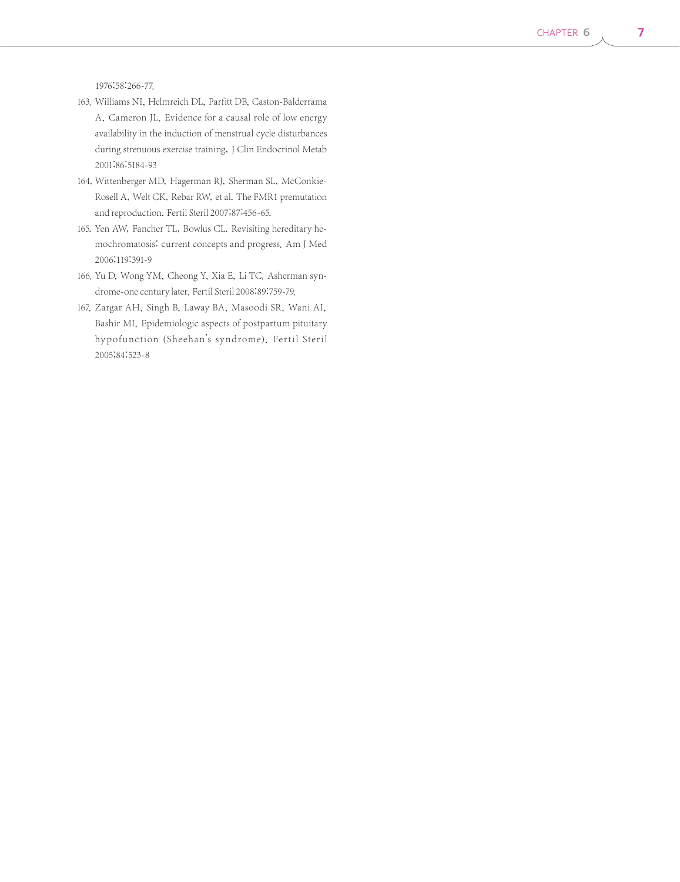1976;58:266-77.

163. Williams NI, Helmreich DL, Parfitt DB, Caston-Balderrama A, Cameron JL. Evidence for a causal role of low energy availability in the induction of menstrual cycle disturbances during strenuous exercise training. J Clin Endocrinol Metab 2001;86:5184-93
164. Wittenberger MD, Hagerman RJ, Sherman SL, McConkie-Rosell A, Welt CK, Rebar RW, et al. The FMR1 premutation and reproduction. Fertil Steril 2007;87:456-65.
165. Yen AW, Fancher TL, Bowlus CL. Revisiting hereditary hemochromatosis: current concepts and progress. Am J Med 2006;119:391-9
166. Yu D, Wong YM, Cheong Y, Xia E, Li TC. Asherman syndrome-one century later. Fertil Steril 2008;89:759-79.
167. Zargar AH, Singh B, Laway BA, Masoodi SR, Wani AI, Bashir MI. Epidemiologic aspects of postpartum pituitary hypofunction (Sheehan's syndrome). Fertil Steril 2005;84:523-8